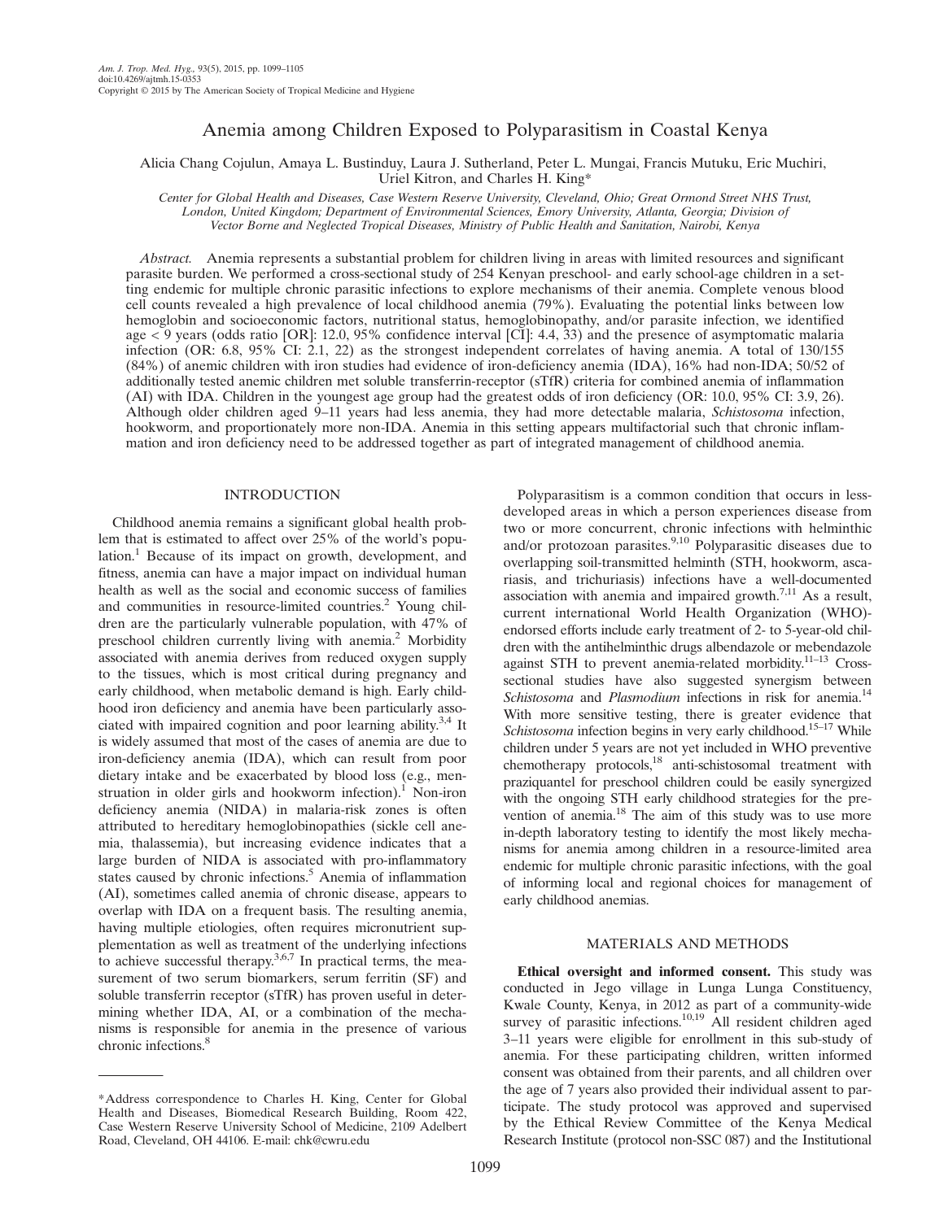# Anemia among Children Exposed to Polyparasitism in Coastal Kenya

Alicia Chang Cojulun, Amaya L. Bustinduy, Laura J. Sutherland, Peter L. Mungai, Francis Mutuku, Eric Muchiri, Uriel Kitron, and Charles H. King*

*Center for Global Health and Diseases, Case Western Reserve University, Cleveland, Ohio; Great Ormond Street NHS Trust, London, United Kingdom; Department of Environmental Sciences, Emory University, Atlanta, Georgia; Division of Vector Borne and Neglected Tropical Diseases, Ministry of Public Health and Sanitation, Nairobi, Kenya*

*Abstract.* Anemia represents a substantial problem for children living in areas with limited resources and significant parasite burden. We performed a cross-sectional study of 254 Kenyan preschool- and early school-age children in a setting endemic for multiple chronic parasitic infections to explore mechanisms of their anemia. Complete venous blood cell counts revealed a high prevalence of local childhood anemia (79%). Evaluating the potential links between low hemoglobin and socioeconomic factors, nutritional status, hemoglobinopathy, and/or parasite infection, we identified age < 9 years (odds ratio [OR]: 12.0, 95% confidence interval [CI]: 4.4, 33) and the presence of asymptomatic malaria infection (OR: 6.8, 95% CI: 2.1, 22) as the strongest independent correlates of having anemia. A total of 130/155 (84%) of anemic children with iron studies had evidence of iron-deficiency anemia (IDA), 16% had non-IDA; 50/52 of additionally tested anemic children met soluble transferrin-receptor (sTfR) criteria for combined anemia of inflammation (AI) with IDA. Children in the youngest age group had the greatest odds of iron deficiency (OR: 10.0, 95% CI: 3.9, 26). Although older children aged 9–11 years had less anemia, they had more detectable malaria, *Schistosoma* infection, hookworm, and proportionately more non-IDA. Anemia in this setting appears multifactorial such that chronic inflammation and iron deficiency need to be addressed together as part of integrated management of childhood anemia.

## INTRODUCTION

Childhood anemia remains a significant global health problem that is estimated to affect over 25% of the world's population.[1] Because of its impact on growth, development, and fitness, anemia can have a major impact on individual human health as well as the social and economic success of families and communities in resource-limited countries.[2] Young children are the particularly vulnerable population, with 47% of preschool children currently living with anemia.[2] Morbidity associated with anemia derives from reduced oxygen supply to the tissues, which is most critical during pregnancy and early childhood, when metabolic demand is high. Early childhood iron deficiency and anemia have been particularly associated with impaired cognition and poor learning ability.[3,4] It is widely assumed that most of the cases of anemia are due to iron-deficiency anemia (IDA), which can result from poor dietary intake and be exacerbated by blood loss (e.g., menstruation in older girls and hookworm infection).[1] Non-iron deficiency anemia (NIDA) in malaria-risk zones is often attributed to hereditary hemoglobinopathies (sickle cell anemia, thalassemia), but increasing evidence indicates that a large burden of NIDA is associated with pro-inflammatory states caused by chronic infections.[5] Anemia of inflammation (AI), sometimes called anemia of chronic disease, appears to overlap with IDA on a frequent basis. The resulting anemia, having multiple etiologies, often requires micronutrient supplementation as well as treatment of the underlying infections to achieve successful therapy.[3,6,7] In practical terms, the measurement of two serum biomarkers, serum ferritin (SF) and soluble transferrin receptor (sTfR) has proven useful in determining whether IDA, AI, or a combination of the mechanisms is responsible for anemia in the presence of various chronic infections.[8]

Polyparasitism is a common condition that occurs in less-developed areas in which a person experiences disease from two or more concurrent, chronic infections with helminthic and/or protozoan parasites.[9,10] Polyparasitic diseases due to overlapping soil-transmitted helminth (STH, hookworm, ascariasis, and trichuriasis) infections have a well-documented association with anemia and impaired growth.[7,11] As a result, current international World Health Organization (WHO)-endorsed efforts include early treatment of 2- to 5-year-old children with the antihelminthic drugs albendazole or mebendazole against STH to prevent anemia-related morbidity.[11–13] Cross-sectional studies have also suggested synergism between *Schistosoma* and *Plasmodium* infections in risk for anemia.[14] With more sensitive testing, there is greater evidence that *Schistosoma* infection begins in very early childhood.[15–17] While children under 5 years are not yet included in WHO preventive chemotherapy protocols,[18] anti-schistosomal treatment with praziquantel for preschool children could be easily synergized with the ongoing STH early childhood strategies for the prevention of anemia.[18] The aim of this study was to use more in-depth laboratory testing to identify the most likely mechanisms for anemia among children in a resource-limited area endemic for multiple chronic parasitic infections, with the goal of informing local and regional choices for management of early childhood anemias.

## MATERIALS AND METHODS

**Ethical oversight and informed consent.** This study was conducted in Jego village in Lunga Lunga Constituency, Kwale County, Kenya, in 2012 as part of a community-wide survey of parasitic infections.[10,19] All resident children aged 3–11 years were eligible for enrollment in this sub-study of anemia. For these participating children, written informed consent was obtained from their parents, and all children over the age of 7 years also provided their individual assent to participate. The study protocol was approved and supervised by the Ethical Review Committee of the Kenya Medical Research Institute (protocol non-SSC 087) and the Institutional

---

*Address correspondence to Charles H. King, Center for Global Health and Diseases, Biomedical Research Building, Room 422, Case Western Reserve University School of Medicine, 2109 Adelbert Road, Cleveland, OH 44106. E-mail: chk@cwru.edu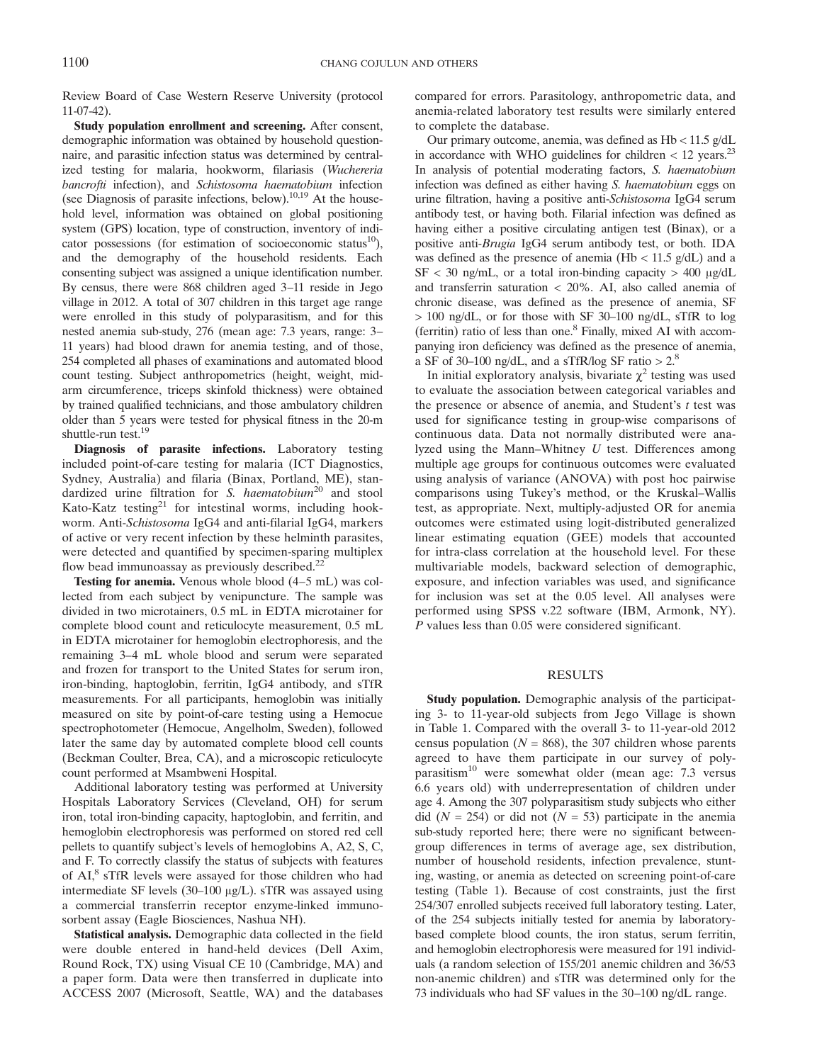Review Board of Case Western Reserve University (protocol 11-07-42).

**Study population enrollment and screening.** After consent, demographic information was obtained by household questionnaire, and parasitic infection status was determined by centralized testing for malaria, hookworm, filariasis (*Wuchereria bancrofti* infection), and *Schistosoma haematobium* infection (see Diagnosis of parasite infections, below).[10,19] At the household level, information was obtained on global positioning system (GPS) location, type of construction, inventory of indicator possessions (for estimation of socioeconomic status[10]), and the demography of the household residents. Each consenting subject was assigned a unique identification number. By census, there were 868 children aged 3–11 reside in Jego village in 2012. A total of 307 children in this target age range were enrolled in this study of polyparasitism, and for this nested anemia sub-study, 276 (mean age: 7.3 years, range: 3–11 years) had blood drawn for anemia testing, and of those, 254 completed all phases of examinations and automated blood count testing. Subject anthropometrics (height, weight, mid-arm circumference, triceps skinfold thickness) were obtained by trained qualified technicians, and those ambulatory children older than 5 years were tested for physical fitness in the 20-m shuttle-run test.[19]

**Diagnosis of parasite infections.** Laboratory testing included point-of-care testing for malaria (ICT Diagnostics, Sydney, Australia) and filaria (Binax, Portland, ME), standardized urine filtration for *S. haematobium*[20] and stool Kato-Katz testing[21] for intestinal worms, including hookworm. Anti-*Schistosoma* IgG4 and anti-filarial IgG4, markers of active or very recent infection by these helminth parasites, were detected and quantified by specimen-sparing multiplex flow bead immunoassay as previously described.[22]

**Testing for anemia.** Venous whole blood (4–5 mL) was collected from each subject by venipuncture. The sample was divided in two microtainers, 0.5 mL in EDTA microtainer for complete blood count and reticulocyte measurement, 0.5 mL in EDTA microtainer for hemoglobin electrophoresis, and the remaining 3–4 mL whole blood and serum were separated and frozen for transport to the United States for serum iron, iron-binding, haptoglobin, ferritin, IgG4 antibody, and sTfR measurements. For all participants, hemoglobin was initially measured on site by point-of-care testing using a Hemocue spectrophotometer (Hemocue, Angelholm, Sweden), followed later the same day by automated complete blood cell counts (Beckman Coulter, Brea, CA), and a microscopic reticulocyte count performed at Msambweni Hospital.

Additional laboratory testing was performed at University Hospitals Laboratory Services (Cleveland, OH) for serum iron, total iron-binding capacity, haptoglobin, and ferritin, and hemoglobin electrophoresis was performed on stored red cell pellets to quantify subject's levels of hemoglobins A, A2, S, C, and F. To correctly classify the status of subjects with features of AI,[8] sTfR levels were assayed for those children who had intermediate SF levels (30–100 μg/L). sTfR was assayed using a commercial transferrin receptor enzyme-linked immunosorbent assay (Eagle Biosciences, Nashua NH).

**Statistical analysis.** Demographic data collected in the field were double entered in hand-held devices (Dell Axim, Round Rock, TX) using Visual CE 10 (Cambridge, MA) and a paper form. Data were then transferred in duplicate into ACCESS 2007 (Microsoft, Seattle, WA) and the databases compared for errors. Parasitology, anthropometric data, and anemia-related laboratory test results were similarly entered to complete the database.

Our primary outcome, anemia, was defined as Hb < 11.5 g/dL in accordance with WHO guidelines for children < 12 years.[23] In analysis of potential moderating factors, *S. haematobium* infection was defined as either having *S. haematobium* eggs on urine filtration, having a positive anti-*Schistosoma* IgG4 serum antibody test, or having both. Filarial infection was defined as having either a positive circulating antigen test (Binax), or a positive anti-*Brugia* IgG4 serum antibody test, or both. IDA was defined as the presence of anemia (Hb < 11.5 g/dL) and a SF < 30 ng/mL, or a total iron-binding capacity > 400 μg/dL and transferrin saturation < 20%. AI, also called anemia of chronic disease, was defined as the presence of anemia, SF > 100 ng/dL, or for those with SF 30–100 ng/dL, sTfR to log (ferritin) ratio of less than one.[8] Finally, mixed AI with accompanying iron deficiency was defined as the presence of anemia, a SF of 30–100 ng/dL, and a sTfR/log SF ratio > 2.[8]

In initial exploratory analysis, bivariate $\chi^2$ testing was used to evaluate the association between categorical variables and the presence or absence of anemia, and Student's *t* test was used for significance testing in group-wise comparisons of continuous data. Data not normally distributed were analyzed using the Mann–Whitney *U* test. Differences among multiple age groups for continuous outcomes were evaluated using analysis of variance (ANOVA) with post hoc pairwise comparisons using Tukey's method, or the Kruskal–Wallis test, as appropriate. Next, multiply-adjusted OR for anemia outcomes were estimated using logit-distributed generalized linear estimating equation (GEE) models that accounted for intra-class correlation at the household level. For these multivariable models, backward selection of demographic, exposure, and infection variables was used, and significance for inclusion was set at the 0.05 level. All analyses were performed using SPSS v.22 software (IBM, Armonk, NY). *P* values less than 0.05 were considered significant.

## RESULTS

**Study population.** Demographic analysis of the participating 3- to 11-year-old subjects from Jego Village is shown in Table 1. Compared with the overall 3- to 11-year-old 2012 census population (*N* = 868), the 307 children whose parents agreed to have them participate in our survey of polyparasitism[10] were somewhat older (mean age: 7.3 versus 6.6 years old) with underrepresentation of children under age 4. Among the 307 polyparasitism study subjects who either did (*N* = 254) or did not (*N* = 53) participate in the anemia sub-study reported here; there were no significant between-group differences in terms of average age, sex distribution, number of household residents, infection prevalence, stunting, wasting, or anemia as detected on screening point-of-care testing (Table 1). Because of cost constraints, just the first 254/307 enrolled subjects received full laboratory testing. Later, of the 254 subjects initially tested for anemia by laboratory-based complete blood counts, the iron status, serum ferritin, and hemoglobin electrophoresis were measured for 191 individuals (a random selection of 155/201 anemic children and 36/53 non-anemic children) and sTfR was determined only for the 73 individuals who had SF values in the 30–100 ng/dL range.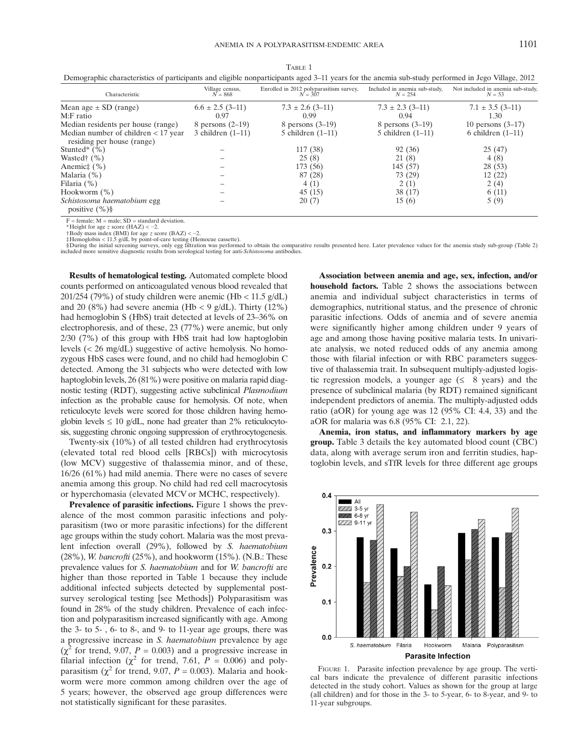TABLE 1

Demographic characteristics of participants and eligible nonparticipants aged 3–11 years for the anemia sub-study performed in Jego Village, 2012

| Characteristic | Village census, N = 868 | Enrolled in 2012 polyparasitism survey, N = 307 | Included in anemia sub-study, N = 254 | Not included in anemia sub-study, N = 53 |
|---|---|---|---|---|
| Mean age ± SD (range) | 6.6 ± 2.5 (3–11) | 7.3 ± 2.6 (3–11) | 7.3 ± 2.3 (3–11) | 7.1 ± 3.5 (3–11) |
| M:F ratio | 0.97 | 0.99 | 0.94 | 1.30 |
| Median residents per house (range) | 8 persons (2–19) | 8 persons (3–19) | 8 persons (3–19) | 10 persons (3–17) |
| Median number of children < 17 year residing per house (range) | 3 children (1–11) | 5 children (1–11) | 5 children (1–11) | 6 children (1–11) |
| Stunted* (%) | – | 117 (38) | 92 (36) | 25 (47) |
| Wasted† (%) | – | 25 (8) | 21 (8) | 4 (8) |
| Anemic‡ (%) | – | 173 (56) | 145 (57) | 28 (53) |
| Malaria (%) | – | 87 (28) | 73 (29) | 12 (22) |
| Filaria (%) | – | 4 (1) | 2 (1) | 2 (4) |
| Hookworm (%) | – | 45 (15) | 38 (17) | 6 (11) |
| *Schistosoma haematobium* egg positive (%)§ | – | 20 (7) | 15 (6) | 5 (9) |

F = female; M = male; SD = standard deviation.
*Height for age z score (HAZ) < −2.
†Body mass index (BMI) for age z score (BAZ) < −2.
‡Hemoglobin < 11.5 g/dL by point-of-care testing (Hemocue cassette).
§During the initial screening surveys, only egg filtration was performed to obtain the comparative results presented here. Later prevalence values for the anemia study sub-group (Table 2) included more sensitive diagnostic results from serological testing for anti-*Schistosoma* antibodies.

**Results of hematological testing.** Automated complete blood counts performed on anticoagulated venous blood revealed that 201/254 (79%) of study children were anemic (Hb < 11.5 g/dL) and 20 (8%) had severe anemia (Hb < 9 g/dL). Thirty (12%) had hemoglobin S (HbS) trait detected at levels of 23–36% on electrophoresis, and of these, 23 (77%) were anemic, but only 2/30 (7%) of this group with HbS trait had low haptoglobin levels (< 26 mg/dL) suggestive of active hemolysis. No homozygous HbS cases were found, and no child had hemoglobin C detected. Among the 31 subjects who were detected with low haptoglobin levels, 26 (81%) were positive on malaria rapid diagnostic testing (RDT), suggesting active subclinical *Plasmodium* infection as the probable cause for hemolysis. Of note, when reticulocyte levels were scored for those children having hemoglobin levels ≤ 10 g/dL, none had greater than 2% reticulocytosis, suggesting chronic ongoing suppression of erythrocytogenesis.

Twenty-six (10%) of all tested children had erythrocytosis (elevated total red blood cells [RBCs]) with microcytosis (low MCV) suggestive of thalassemia minor, and of these, 16/26 (61%) had mild anemia. There were no cases of severe anemia among this group. No child had red cell macrocytosis or hyperchomasia (elevated MCV or MCHC, respectively).

**Prevalence of parasitic infections.** Figure 1 shows the prevalence of the most common parasitic infections and polyparasitism (two or more parasitic infections) for the different age groups within the study cohort. Malaria was the most prevalent infection overall (29%), followed by *S. haematobium* (28%), *W. bancrofti* (25%), and hookworm (15%). (N.B.: These prevalence values for *S. haematobium* and for *W. bancrofti* are higher than those reported in Table 1 because they include additional infected subjects detected by supplemental post-survey serological testing [see Methods]) Polyparasitism was found in 28% of the study children. Prevalence of each infection and polyparasitism increased significantly with age. Among the 3- to 5- , 6- to 8-, and 9- to 11-year age groups, there was a progressive increase in *S. haematobium* prevalence by age ($\chi^2$ for trend, 9.07, $P$ = 0.003) and a progressive increase in filarial infection ($\chi^2$ for trend, 7.61, $P$ = 0.006) and polyparasitism ($\chi^2$ for trend, 9.07, $P$ = 0.003). Malaria and hookworm were more common among children over the age of 5 years; however, the observed age group differences were not statistically significant for these parasites.

**Association between anemia and age, sex, infection, and/or household factors.** Table 2 shows the associations between anemia and individual subject characteristics in terms of demographics, nutritional status, and the presence of chronic parasitic infections. Odds of anemia and of severe anemia were significantly higher among children under 9 years of age and among those having positive malaria tests. In univariate analysis, we noted reduced odds of any anemia among those with filarial infection or with RBC parameters suggestive of thalassemia trait. In subsequent multiply-adjusted logistic regression models, a younger age (≤ 8 years) and the presence of subclinical malaria (by RDT) remained significant independent predictors of anemia. The multiply-adjusted odds ratio (aOR) for young age was 12 (95% CI: 4.4, 33) and the aOR for malaria was 6.8 (95% CI: 2.1, 22).

**Anemia, iron status, and inflammatory markers by age group.** Table 3 details the key automated blood count (CBC) data, along with average serum iron and ferritin studies, haptoglobin levels, and sTfR levels for three different age groups

FIGURE 1. Parasite infection prevalence by age group. The vertical bars indicate the prevalence of different parasitic infections detected in the study cohort. Values as shown for the group at large (all children) and for those in the 3- to 5-year, 6- to 8-year, and 9- to 11-year subgroups.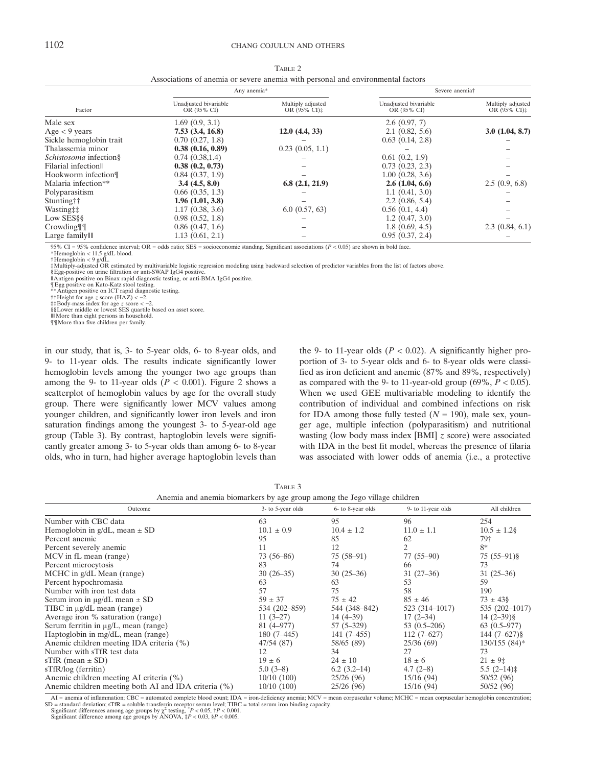Table 2
Associations of anemia or severe anemia with personal and environmental factors

| Factor | Any anemia* | | Severe anemia† | |
|---|---|---|---|---|
| | Unadjusted bivariable OR (95% CI) | Multiply adjusted OR (95% CI)‡ | Unadjusted bivariable OR (95% CI) | Multiply adjusted OR (95% CI)‡ |
| Male sex | 1.69 (0.9, 3.1) | | 2.6 (0.97, 7) | |
| Age < 9 years | **7.53 (3.4, 16.8)** | **12.0 (4.4, 33)** | 2.1 (0.82, 5.6) | **3.0 (1.04, 8.7)** |
| Sickle hemoglobin trait | 0.70 (0.27, 1.8) | – | 0.63 (0.14, 2.8) | – |
| Thalassemia minor | **0.38 (0.16, 0.89)** | 0.23 (0.05, 1.1) | – | – |
| *Schistosoma* infection§ | 0.74 (0.38,1.4) | – | 0.61 (0.2, 1.9) | – |
| Filarial infection‖ | **0.38 (0.2, 0.73)** | – | 0.73 (0.23, 2.3) | – |
| Hookworm infection¶ | 0.84 (0.37, 1.9) | – | 1.00 (0.28, 3.6) | – |
| Malaria infection** | **3.4 (4.5, 8.0)** | **6.8 (2.1, 21.9)** | **2.6 (1.04, 6.6)** | 2.5 (0.9, 6.8) |
| Polyparasitism | 0.66 (0.35, 1.3) | – | 1.1 (0.41, 3.0) | – |
| Stunting†† | **1.96 (1.01, 3.8)** | – | 2.2 (0.86, 5.4) | – |
| Wasting‡‡ | 1.17 (0.38, 3.6) | 6.0 (0.57, 63) | 0.56 (0.1, 4.4) | – |
| Low SES§§ | 0.98 (0.52, 1.8) | – | 1.2 (0.47, 3.0) | – |
| Crowding¶¶ | 0.86 (0.47, 1.6) | – | 1.8 (0.69, 4.5) | 2.3 (0.84, 6.1) |
| Large family‖‖ | 1.13 (0.61, 2.1) | – | 0.95 (0.37, 2.4) | – |

95% CI = 95% confidence interval; OR = odds ratio; SES = socioeconomic standing. Significant associations ($P < 0.05$) are shown in bold face.
*Hemoglobin < 11.5 g/dL blood.
†Hemoglobin < 9 g/dL.
‡Multiply-adjusted OR estimated by multivariable logistic regression modeling using backward selection of predictor variables from the list of factors above.
§Egg-positive on urine filtration or anti-SWAP IgG4 positive.
‖Antigen positive on Binax rapid diagnostic testing, or anti-BMA IgG4 positive.
¶Egg positive on Kato-Katz stool testing.
**Antigen positive on ICT rapid diagnostic testing.
††Height for age *z* score (HAZ) < −2.
‡‡Body-mass index for age *z* score < −2.
§§Lower middle or lowest SES quartile based on asset score.
‖‖More than eight persons in household.
¶¶More than five children per family.

in our study, that is, 3- to 5-year olds, 6- to 8-year olds, and 9- to 11-year olds. The results indicate significantly lower hemoglobin levels among the younger two age groups than among the 9- to 11-year olds ($P < 0.001$). Figure 2 shows a scatterplot of hemoglobin values by age for the overall study group. There were significantly lower MCV values among younger children, and significantly lower iron levels and iron saturation findings among the youngest 3- to 5-year-old age group (Table 3). By contrast, haptoglobin levels were significantly greater among 3- to 5-year olds than among 6- to 8-year olds, who in turn, had higher average haptoglobin levels than the 9- to 11-year olds ($P < 0.02$). A significantly higher proportion of 3- to 5-year olds and 6- to 8-year olds were classified as iron deficient and anemic (87% and 89%, respectively) as compared with the 9- to 11-year-old group (69%, $P < 0.05$). When we used GEE multivariable modeling to identify the contribution of individual and combined infections on risk for IDA among those fully tested ($N = 190$), male sex, younger age, multiple infection (polyparasitism) and nutritional wasting (low body mass index [BMI] *z* score) were associated with IDA in the best fit model, whereas the presence of filaria was associated with lower odds of anemia (i.e., a protective

Table 3
Anemia and anemia biomarkers by age group among the Jego village children

| Outcome | 3- to 5-year olds | 6- to 8-year olds | 9- to 11-year olds | All children |
|---|---|---|---|---|
| Number with CBC data | 63 | 95 | 96 | 254 |
| Hemoglobin in g/dL, mean ± SD | 10.1 ± 0.9 | 10.4 ± 1.2 | 11.0 ± 1.1 | 10.5 ± 1.2§ |
| Percent anemic | 95 | 85 | 62 | 79† |
| Percent severely anemic | 11 | 12 | 2 | 8* |
| MCV in fL mean (range) | 73 (56–86) | 75 (58–91) | 77 (55–90) | 75 (55–91)§ |
| Percent microcytosis | 83 | 74 | 66 | 73 |
| MCHC in g/dL Mean (range) | 30 (26–35) | 30 (25–36) | 31 (27–36) | 31 (25–36) |
| Percent hypochromasia | 63 | 63 | 53 | 59 |
| Number with iron test data | 57 | 75 | 58 | 190 |
| Serum iron in μg/dL mean ± SD | 59 ± 37 | 75 ± 42 | 85 ± 46 | 73 ± 43§ |
| TIBC in μg/dL mean (range) | 534 (202–859) | 544 (348–842) | 523 (314–1017) | 535 (202–1017) |
| Average iron % saturation (range) | 11 (3–27) | 14 (4–39) | 17 (2–34) | 14 (2–39)§ |
| Serum ferritin in μg/L, mean (range) | 81 (4–977) | 57 (5–329) | 53 (0.5–206) | 63 (0.5–977) |
| Haptoglobin in mg/dL, mean (range) | 180 (7–445) | 141 (7–455) | 112 (7–627) | 144 (7–627)§ |
| Anemic children meeting IDA criteria (%) | 47/54 (87) | 58/65 (89) | 25/36 (69) | 130/155 (84)* |
| Number with sTfR test data | 12 | 34 | 27 | 73 |
| sTfR (mean ± SD) | 19 ± 6 | 24 ± 10 | 18 ± 6 | 21 ± 9‡ |
| sTfR/log (ferritin) | 5.0 (3–8) | 6.2 (3.2–14) | 4.7 (2–8) | 5.5 (2–14)‡ |
| Anemic children meeting AI criteria (%) | 10/10 (100) | 25/26 (96) | 15/16 (94) | 50/52 (96) |
| Anemic children meeting both AI and IDA criteria (%) | 10/10 (100) | 25/26 (96) | 15/16 (94) | 50/52 (96) |

AI = anemia of inflammation; CBC = automated complete blood count; IDA = iron-deficiency anemia; MCV = mean corpuscular volume; MCHC = mean corpuscular hemoglobin concentration; SD = standard deviation; sTfR = soluble transferrin receptor serum level; TIBC = total serum iron binding capacity.
Significant differences among age groups by $\chi^2$ testing, *$P < 0.05$, †$P < 0.001$.
Significant difference among age groups by ANOVA, ‡$P < 0.03$, §$P < 0.005$.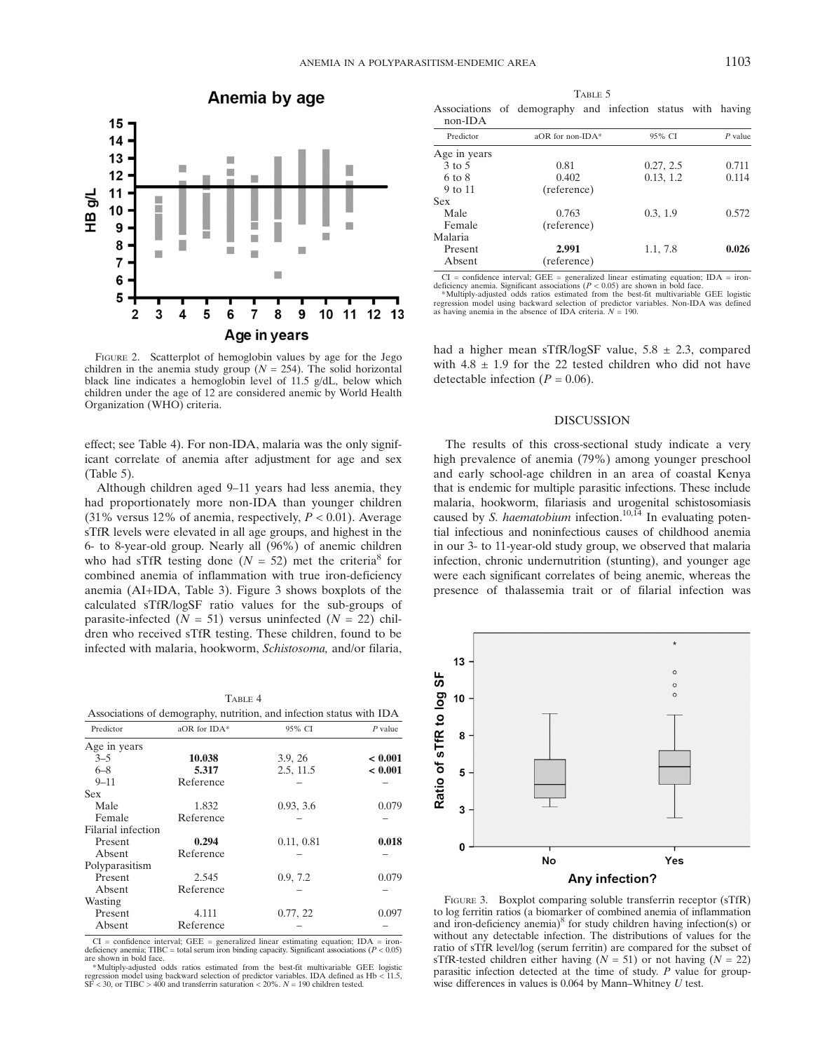FIGURE 2. Scatterplot of hemoglobin values by age for the Jego children in the anemia study group ($N$ = 254). The solid horizontal black line indicates a hemoglobin level of 11.5 g/dL, below which children under the age of 12 are considered anemic by World Health Organization (WHO) criteria.

effect; see Table 4). For non-IDA, malaria was the only significant correlate of anemia after adjustment for age and sex (Table 5).

Although children aged 9–11 years had less anemia, they had proportionately more non-IDA than younger children (31% versus 12% of anemia, respectively, $P < 0.01$). Average sTfR levels were elevated in all age groups, and highest in the 6- to 8-year-old group. Nearly all (96%) of anemic children who had sTfR testing done ($N$ = 52) met the criteria[8] for combined anemia of inflammation with true iron-deficiency anemia (AI+IDA, Table 3). Figure 3 shows boxplots of the calculated sTfR/logSF ratio values for the sub-groups of parasite-infected ($N$ = 51) versus uninfected ($N$ = 22) children who received sTfR testing. These children, found to be infected with malaria, hookworm, *Schistosoma,* and/or filaria, had a higher mean sTfR/logSF value, 5.8 ± 2.3, compared with 4.8 ± 1.9 for the 22 tested children who did not have detectable infection ($P$ = 0.06).

TABLE 4
Associations of demography, nutrition, and infection status with IDA

| Predictor | aOR for IDA* | 95% CI | $P$ value |
|---|---|---|---|
| Age in years | | | |
| 3–5 | **10.038** | 3.9, 26 | **< 0.001** |
| 6–8 | **5.317** | 2.5, 11.5 | **< 0.001** |
| 9–11 | Reference | – | – |
| Sex | | | |
| Male | 1.832 | 0.93, 3.6 | 0.079 |
| Female | Reference | – | – |
| Filarial infection | | | |
| Present | **0.294** | 0.11, 0.81 | **0.018** |
| Absent | Reference | – | – |
| Polyparasitism | | | |
| Present | 2.545 | 0.9, 7.2 | 0.079 |
| Absent | Reference | – | – |
| Wasting | | | |
| Present | 4.111 | 0.77, 22 | 0.097 |
| Absent | Reference | – | – |

CI = confidence interval; GEE = generalized linear estimating equation; IDA = iron-deficiency anemia; TIBC = total serum iron binding capacity. Significant associations ($P < 0.05$) are shown in bold face.
*Multiply-adjusted odds ratios estimated from the best-fit multivariable GEE logistic regression model using backward selection of predictor variables. IDA defined as Hb < 11.5, SF < 30, or TIBC > 400 and transferrin saturation < 20%. $N$ = 190 children tested.

TABLE 5
Associations of demography and infection status with having non-IDA

| Predictor | aOR for non-IDA* | 95% CI | $P$ value |
|---|---|---|---|
| Age in years | | | |
| 3 to 5 | 0.81 | 0.27, 2.5 | 0.711 |
| 6 to 8 | 0.402 | 0.13, 1.2 | 0.114 |
| 9 to 11 | (reference) | | |
| Sex | | | |
| Male | 0.763 | 0.3, 1.9 | 0.572 |
| Female | (reference) | | |
| Malaria | | | |
| Present | **2.991** | 1.1, 7.8 | **0.026** |
| Absent | (reference) | | |

CI = confidence interval; GEE = generalized linear estimating equation; IDA = iron-deficiency anemia. Significant associations ($P < 0.05$) are shown in bold face.
*Multiply-adjusted odds ratios estimated from the best-fit multivariable GEE logistic regression model using backward selection of predictor variables. Non-IDA was defined as having anemia in the absence of IDA criteria. $N$ = 190.

## DISCUSSION

The results of this cross-sectional study indicate a very high prevalence of anemia (79%) among younger preschool and early school-age children in an area of coastal Kenya that is endemic for multiple parasitic infections. These include malaria, hookworm, filariasis and urogenital schistosomiasis caused by *S. haematobium* infection.[10,14] In evaluating potential infectious and noninfectious causes of childhood anemia in our 3- to 11-year-old study group, we observed that malaria infection, chronic undernutrition (stunting), and younger age were each significant correlates of being anemic, whereas the presence of thalassemia trait or of filarial infection was

FIGURE 3. Boxplot comparing soluble transferrin receptor (sTfR) to log ferritin ratios (a biomarker of combined anemia of inflammation and iron-deficiency anemia)[8] for study children having infection(s) or without any detectable infection. The distributions of values for the ratio of sTfR level/log (serum ferritin) are compared for the subset of sTfR-tested children either having ($N$ = 51) or not having ($N$ = 22) parasitic infection detected at the time of study. $P$ value for groupwise differences in values is 0.064 by Mann–Whitney $U$ test.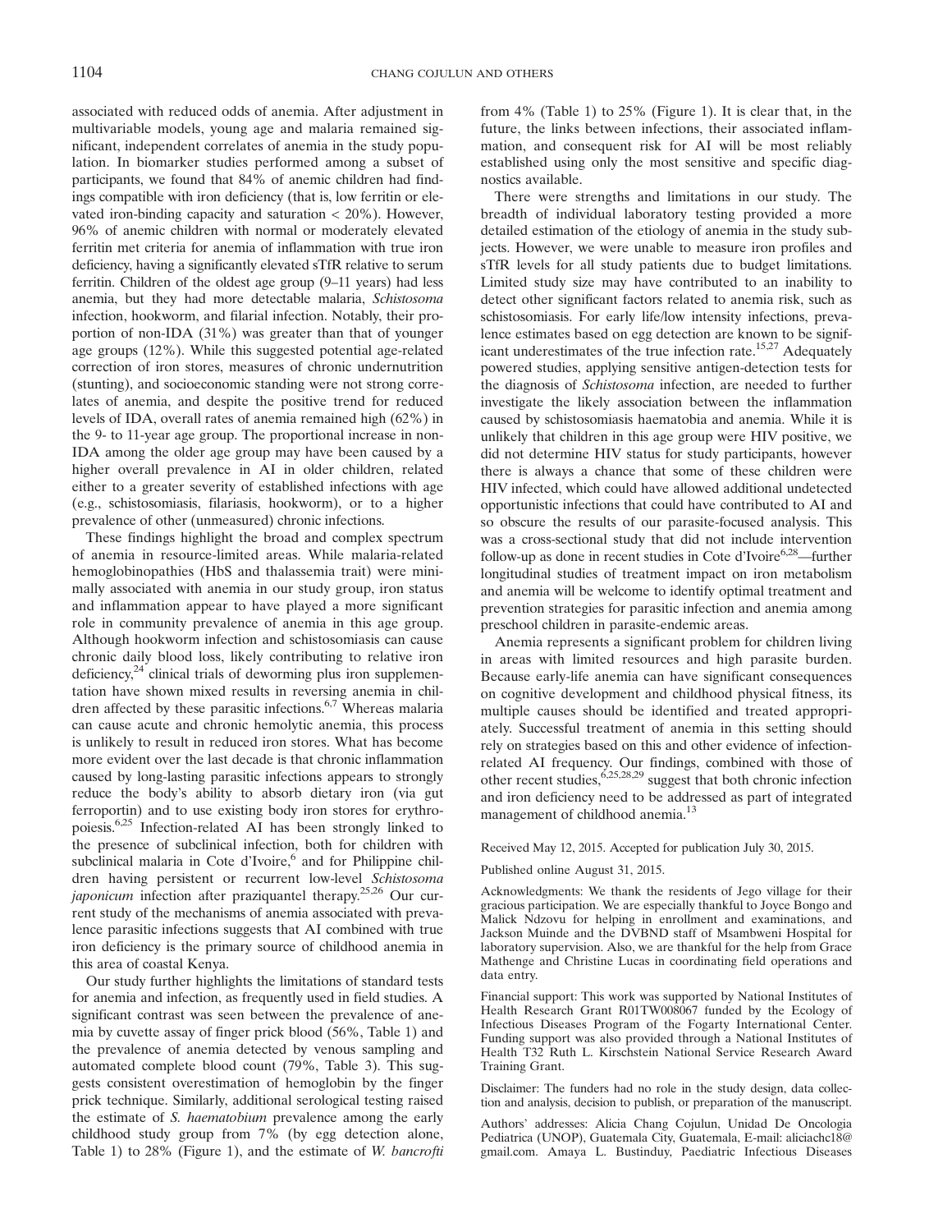associated with reduced odds of anemia. After adjustment in multivariable models, young age and malaria remained significant, independent correlates of anemia in the study population. In biomarker studies performed among a subset of participants, we found that 84% of anemic children had findings compatible with iron deficiency (that is, low ferritin or elevated iron-binding capacity and saturation < 20%). However, 96% of anemic children with normal or moderately elevated ferritin met criteria for anemia of inflammation with true iron deficiency, having a significantly elevated sTfR relative to serum ferritin. Children of the oldest age group (9–11 years) had less anemia, but they had more detectable malaria, *Schistosoma* infection, hookworm, and filarial infection. Notably, their proportion of non-IDA (31%) was greater than that of younger age groups (12%). While this suggested potential age-related correction of iron stores, measures of chronic undernutrition (stunting), and socioeconomic standing were not strong correlates of anemia, and despite the positive trend for reduced levels of IDA, overall rates of anemia remained high (62%) in the 9- to 11-year age group. The proportional increase in non-IDA among the older age group may have been caused by a higher overall prevalence in AI in older children, related either to a greater severity of established infections with age (e.g., schistosomiasis, filariasis, hookworm), or to a higher prevalence of other (unmeasured) chronic infections.

These findings highlight the broad and complex spectrum of anemia in resource-limited areas. While malaria-related hemoglobinopathies (HbS and thalassemia trait) were minimally associated with anemia in our study group, iron status and inflammation appear to have played a more significant role in community prevalence of anemia in this age group. Although hookworm infection and schistosomiasis can cause chronic daily blood loss, likely contributing to relative iron deficiency,[24] clinical trials of deworming plus iron supplementation have shown mixed results in reversing anemia in children affected by these parasitic infections.[6,7] Whereas malaria can cause acute and chronic hemolytic anemia, this process is unlikely to result in reduced iron stores. What has become more evident over the last decade is that chronic inflammation caused by long-lasting parasitic infections appears to strongly reduce the body's ability to absorb dietary iron (via gut ferroportin) and to use existing body iron stores for erythropoiesis.[6,25] Infection-related AI has been strongly linked to the presence of subclinical infection, both for children with subclinical malaria in Cote d'Ivoire,[6] and for Philippine children having persistent or recurrent low-level *Schistosoma japonicum* infection after praziquantel therapy.[25,26] Our current study of the mechanisms of anemia associated with prevalence parasitic infections suggests that AI combined with true iron deficiency is the primary source of childhood anemia in this area of coastal Kenya.

Our study further highlights the limitations of standard tests for anemia and infection, as frequently used in field studies. A significant contrast was seen between the prevalence of anemia by cuvette assay of finger prick blood (56%, Table 1) and the prevalence of anemia detected by venous sampling and automated complete blood count (79%, Table 3). This suggests consistent overestimation of hemoglobin by the finger prick technique. Similarly, additional serological testing raised the estimate of *S. haematobium* prevalence among the early childhood study group from 7% (by egg detection alone, Table 1) to 28% (Figure 1), and the estimate of *W. bancrofti* from 4% (Table 1) to 25% (Figure 1). It is clear that, in the future, the links between infections, their associated inflammation, and consequent risk for AI will be most reliably established using only the most sensitive and specific diagnostics available.

There were strengths and limitations in our study. The breadth of individual laboratory testing provided a more detailed estimation of the etiology of anemia in the study subjects. However, we were unable to measure iron profiles and sTfR levels for all study patients due to budget limitations. Limited study size may have contributed to an inability to detect other significant factors related to anemia risk, such as schistosomiasis. For early life/low intensity infections, prevalence estimates based on egg detection are known to be significant underestimates of the true infection rate.[15,27] Adequately powered studies, applying sensitive antigen-detection tests for the diagnosis of *Schistosoma* infection, are needed to further investigate the likely association between the inflammation caused by schistosomiasis haematobia and anemia. While it is unlikely that children in this age group were HIV positive, we did not determine HIV status for study participants, however there is always a chance that some of these children were HIV infected, which could have allowed additional undetected opportunistic infections that could have contributed to AI and so obscure the results of our parasite-focused analysis. This was a cross-sectional study that did not include intervention follow-up as done in recent studies in Cote d'Ivoire[6,28]—further longitudinal studies of treatment impact on iron metabolism and anemia will be welcome to identify optimal treatment and prevention strategies for parasitic infection and anemia among preschool children in parasite-endemic areas.

Anemia represents a significant problem for children living in areas with limited resources and high parasite burden. Because early-life anemia can have significant consequences on cognitive development and childhood physical fitness, its multiple causes should be identified and treated appropriately. Successful treatment of anemia in this setting should rely on strategies based on this and other evidence of infection-related AI frequency. Our findings, combined with those of other recent studies,[6,25,28,29] suggest that both chronic infection and iron deficiency need to be addressed as part of integrated management of childhood anemia.[13]

Received May 12, 2015. Accepted for publication July 30, 2015.

Published online August 31, 2015.

Acknowledgments: We thank the residents of Jego village for their gracious participation. We are especially thankful to Joyce Bongo and Malick Ndzovu for helping in enrollment and examinations, and Jackson Muinde and the DVBND staff of Msambweni Hospital for laboratory supervision. Also, we are thankful for the help from Grace Mathenge and Christine Lucas in coordinating field operations and data entry.

Financial support: This work was supported by National Institutes of Health Research Grant R01TW008067 funded by the Ecology of Infectious Diseases Program of the Fogarty International Center. Funding support was also provided through a National Institutes of Health T32 Ruth L. Kirschstein National Service Research Award Training Grant.

Disclaimer: The funders had no role in the study design, data collection and analysis, decision to publish, or preparation of the manuscript.

Authors' addresses: Alicia Chang Cojulun, Unidad De Oncologia Pediatrica (UNOP), Guatemala City, Guatemala, E-mail: aliciachc18@gmail.com. Amaya L. Bustinduy, Paediatric Infectious Diseases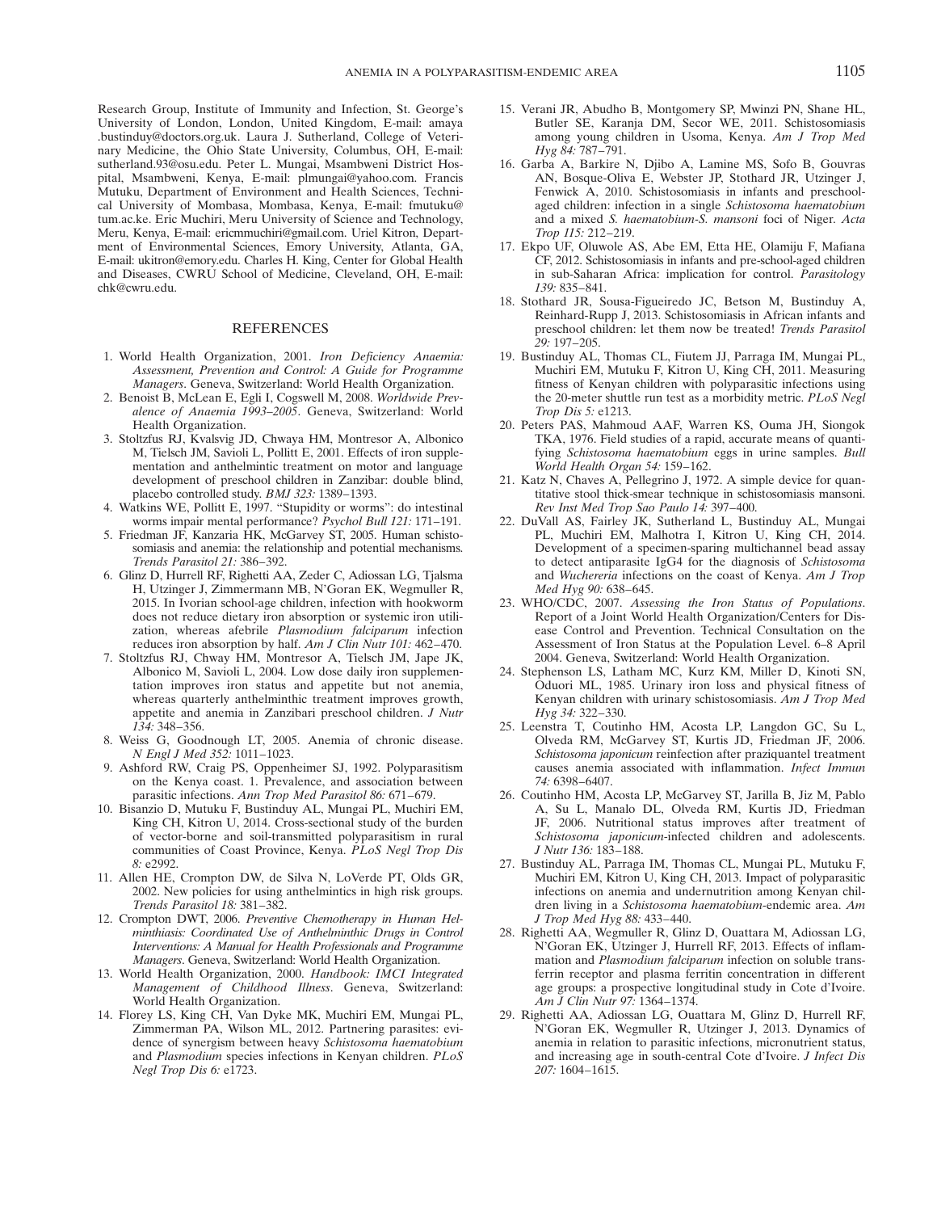Research Group, Institute of Immunity and Infection, St. George's University of London, London, United Kingdom, E-mail: amaya .bustinduy@doctors.org.uk. Laura J. Sutherland, College of Veterinary Medicine, the Ohio State University, Columbus, OH, E-mail: sutherland.93@osu.edu. Peter L. Mungai, Msambweni District Hospital, Msambweni, Kenya, E-mail: plmungai@yahoo.com. Francis Mutuku, Department of Environment and Health Sciences, Technical University of Mombasa, Mombasa, Kenya, E-mail: fmutuku@tum.ac.ke. Eric Muchiri, Meru University of Science and Technology, Meru, Kenya, E-mail: ericmmuchiri@gmail.com. Uriel Kitron, Department of Environmental Sciences, Emory University, Atlanta, GA, E-mail: ukitron@emory.edu. Charles H. King, Center for Global Health and Diseases, CWRU School of Medicine, Cleveland, OH, E-mail: chk@cwru.edu.

## REFERENCES

1. World Health Organization, 2001. *Iron Deficiency Anaemia: Assessment, Prevention and Control: A Guide for Programme Managers*. Geneva, Switzerland: World Health Organization.
2. Benoist B, McLean E, Egli I, Cogswell M, 2008. *Worldwide Prevalence of Anaemia 1993–2005*. Geneva, Switzerland: World Health Organization.
3. Stoltzfus RJ, Kvalsvig JD, Chwaya HM, Montresor A, Albonico M, Tielsch JM, Savioli L, Pollitt E, 2001. Effects of iron supplementation and anthelmintic treatment on motor and language development of preschool children in Zanzibar: double blind, placebo controlled study. *BMJ 323:* 1389–1393.
4. Watkins WE, Pollitt E, 1997. "Stupidity or worms": do intestinal worms impair mental performance? *Psychol Bull 121:* 171–191.
5. Friedman JF, Kanzaria HK, McGarvey ST, 2005. Human schistosomiasis and anemia: the relationship and potential mechanisms. *Trends Parasitol 21:* 386–392.
6. Glinz D, Hurrell RF, Righetti AA, Zeder C, Adiossan LG, Tjalsma H, Utzinger J, Zimmermann MB, N'Goran EK, Wegmuller R, 2015. In Ivorian school-age children, infection with hookworm does not reduce dietary iron absorption or systemic iron utilization, whereas afebrile *Plasmodium falciparum* infection reduces iron absorption by half. *Am J Clin Nutr 101:* 462–470.
7. Stoltzfus RJ, Chway HM, Montresor A, Tielsch JM, Jape JK, Albonico M, Savioli L, 2004. Low dose daily iron supplementation improves iron status and appetite but not anemia, whereas quarterly anthelminthic treatment improves growth, appetite and anemia in Zanzibari preschool children. *J Nutr 134:* 348–356.
8. Weiss G, Goodnough LT, 2005. Anemia of chronic disease. *N Engl J Med 352:* 1011–1023.
9. Ashford RW, Craig PS, Oppenheimer SJ, 1992. Polyparasitism on the Kenya coast. 1. Prevalence, and association between parasitic infections. *Ann Trop Med Parasitol 86:* 671–679.
10. Bisanzio D, Mutuku F, Bustinduy AL, Mungai PL, Muchiri EM, King CH, Kitron U, 2014. Cross-sectional study of the burden of vector-borne and soil-transmitted polyparasitism in rural communities of Coast Province, Kenya. *PLoS Negl Trop Dis 8:* e2992.
11. Allen HE, Crompton DW, de Silva N, LoVerde PT, Olds GR, 2002. New policies for using anthelmintics in high risk groups. *Trends Parasitol 18:* 381–382.
12. Crompton DWT, 2006. *Preventive Chemotherapy in Human Helminthiasis: Coordinated Use of Anthelminthic Drugs in Control Interventions: A Manual for Health Professionals and Programme Managers*. Geneva, Switzerland: World Health Organization.
13. World Health Organization, 2000. *Handbook: IMCI Integrated Management of Childhood Illness*. Geneva, Switzerland: World Health Organization.
14. Florey LS, King CH, Van Dyke MK, Muchiri EM, Mungai PL, Zimmerman PA, Wilson ML, 2012. Partnering parasites: evidence of synergism between heavy *Schistosoma haematobium* and *Plasmodium* species infections in Kenyan children. *PLoS Negl Trop Dis 6:* e1723.
15. Verani JR, Abudho B, Montgomery SP, Mwinzi PN, Shane HL, Butler SE, Karanja DM, Secor WE, 2011. Schistosomiasis among young children in Usoma, Kenya. *Am J Trop Med Hyg 84:* 787–791.
16. Garba A, Barkire N, Djibo A, Lamine MS, Sofo B, Gouvras AN, Bosque-Oliva E, Webster JP, Stothard JR, Utzinger J, Fenwick A, 2010. Schistosomiasis in infants and preschool-aged children: infection in a single *Schistosoma haematobium* and a mixed *S. haematobium-S. mansoni* foci of Niger. *Acta Trop 115:* 212–219.
17. Ekpo UF, Oluwole AS, Abe EM, Etta HE, Olamiju F, Mafiana CF, 2012. Schistosomiasis in infants and pre-school-aged children in sub-Saharan Africa: implication for control. *Parasitology 139:* 835–841.
18. Stothard JR, Sousa-Figueiredo JC, Betson M, Bustinduy A, Reinhard-Rupp J, 2013. Schistosomiasis in African infants and preschool children: let them now be treated! *Trends Parasitol 29:* 197–205.
19. Bustinduy AL, Thomas CL, Fiutem JJ, Parraga IM, Mungai PL, Muchiri EM, Mutuku F, Kitron U, King CH, 2011. Measuring fitness of Kenyan children with polyparasitic infections using the 20-meter shuttle run test as a morbidity metric. *PLoS Negl Trop Dis 5:* e1213.
20. Peters PAS, Mahmoud AAF, Warren KS, Ouma JH, Siongok TKA, 1976. Field studies of a rapid, accurate means of quantifying *Schistosoma haematobium* eggs in urine samples. *Bull World Health Organ 54:* 159–162.
21. Katz N, Chaves A, Pellegrino J, 1972. A simple device for quantitative stool thick-smear technique in schistosomiasis mansoni. *Rev Inst Med Trop Sao Paulo 14:* 397–400.
22. DuVall AS, Fairley JK, Sutherland L, Bustinduy AL, Mungai PL, Muchiri EM, Malhotra I, Kitron U, King CH, 2014. Development of a specimen-sparing multichannel bead assay to detect antiparasite IgG4 for the diagnosis of *Schistosoma* and *Wuchereria* infections on the coast of Kenya. *Am J Trop Med Hyg 90:* 638–645.
23. WHO/CDC, 2007. *Assessing the Iron Status of Populations*. Report of a Joint World Health Organization/Centers for Disease Control and Prevention. Technical Consultation on the Assessment of Iron Status at the Population Level. 6–8 April 2004. Geneva, Switzerland: World Health Organization.
24. Stephenson LS, Latham MC, Kurz KM, Miller D, Kinoti SN, Oduori ML, 1985. Urinary iron loss and physical fitness of Kenyan children with urinary schistosomiasis. *Am J Trop Med Hyg 34:* 322–330.
25. Leenstra T, Coutinho HM, Acosta LP, Langdon GC, Su L, Olveda RM, McGarvey ST, Kurtis JD, Friedman JF, 2006. *Schistosoma japonicum* reinfection after praziquantel treatment causes anemia associated with inflammation. *Infect Immun 74:* 6398–6407.
26. Coutinho HM, Acosta LP, McGarvey ST, Jarilla B, Jiz M, Pablo A, Su L, Manalo DL, Olveda RM, Kurtis JD, Friedman JF, 2006. Nutritional status improves after treatment of *Schistosoma japonicum*-infected children and adolescents. *J Nutr 136:* 183–188.
27. Bustinduy AL, Parraga IM, Thomas CL, Mungai PL, Mutuku F, Muchiri EM, Kitron U, King CH, 2013. Impact of polyparasitic infections on anemia and undernutrition among Kenyan children living in a *Schistosoma haematobium*-endemic area. *Am J Trop Med Hyg 88:* 433–440.
28. Righetti AA, Wegmuller R, Glinz D, Ouattara M, Adiossan LG, N'Goran EK, Utzinger J, Hurrell RF, 2013. Effects of inflammation and *Plasmodium falciparum* infection on soluble transferrin receptor and plasma ferritin concentration in different age groups: a prospective longitudinal study in Cote d'Ivoire. *Am J Clin Nutr 97:* 1364–1374.
29. Righetti AA, Adiossan LG, Ouattara M, Glinz D, Hurrell RF, N'Goran EK, Wegmuller R, Utzinger J, 2013. Dynamics of anemia in relation to parasitic infections, micronutrient status, and increasing age in south-central Cote d'Ivoire. *J Infect Dis 207:* 1604–1615.